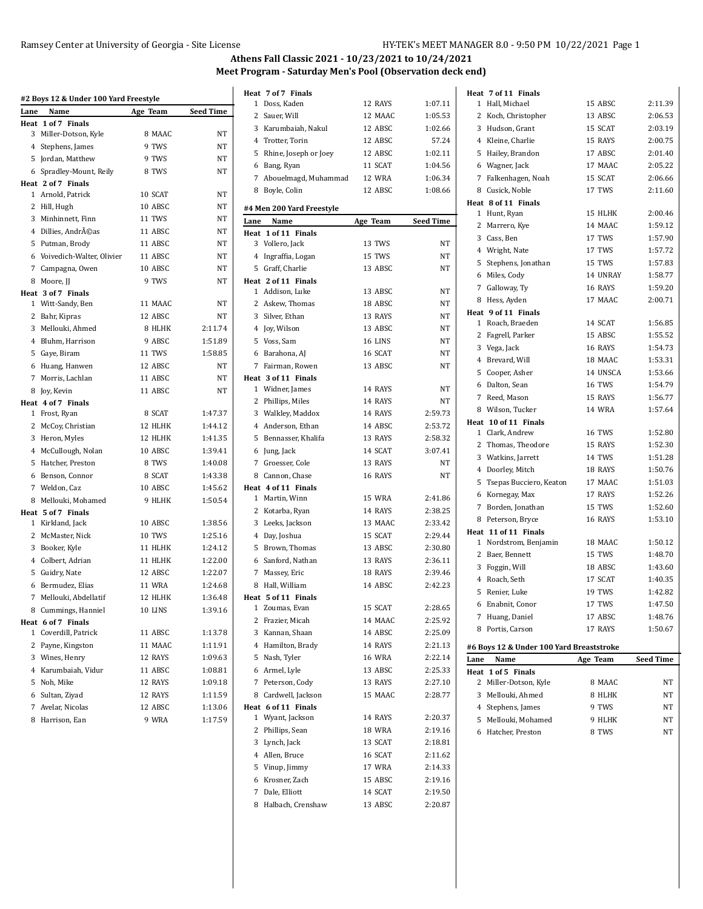## Athens Fall Classic 2021 - 10/23/2021 to 10/24/2021

### Meet Program - Saturday Men's Pool (Observation deck end)

#### #2 Boys 12 & Under 100 Yard Freestyle

| Lane | Name | Age | Team | Seed Time |
|---|---|---|---|---|
| **Heat 1 of 7 Finals** | | | | |
| 3 | Miller-Dotson, Kyle | 8 | MAAC | NT |
| 4 | Stephens, James | 9 | TWS | NT |
| 5 | Jordan, Matthew | 9 | TWS | NT |
| 6 | Spradley-Mount, Reily | 8 | TWS | NT |
| **Heat 2 of 7 Finals** | | | | |
| 1 | Arnold, Patrick | 10 | SCAT | NT |
| 2 | Hill, Hugh | 10 | ABSC | NT |
| 3 | Minhinnett, Finn | 11 | TWS | NT |
| 4 | Dillies, AndrÃ©as | 11 | ABSC | NT |
| 5 | Putman, Brody | 11 | ABSC | NT |
| 6 | Voivedich-Walter, Olivier | 11 | ABSC | NT |
| 7 | Campagna, Owen | 10 | ABSC | NT |
| 8 | Moore, JJ | 9 | TWS | NT |
| **Heat 3 of 7 Finals** | | | | |
| 1 | Witt-Sandy, Ben | 11 | MAAC | NT |
| 2 | Bahr, Kipras | 12 | ABSC | NT |
| 3 | Mellouki, Ahmed | 8 | HLHK | 2:11.74 |
| 4 | Bluhm, Harrison | 9 | ABSC | 1:51.89 |
| 5 | Gaye, Biram | 11 | TWS | 1:58.85 |
| 6 | Huang, Hanwen | 12 | ABSC | NT |
| 7 | Morris, Lachlan | 11 | ABSC | NT |
| 8 | Joy, Kevin | 11 | ABSC | NT |
| **Heat 4 of 7 Finals** | | | | |
| 1 | Frost, Ryan | 8 | SCAT | 1:47.37 |
| 2 | McCoy, Christian | 12 | HLHK | 1:44.12 |
| 3 | Heron, Myles | 12 | HLHK | 1:41.35 |
| 4 | McCullough, Nolan | 10 | ABSC | 1:39.41 |
| 5 | Hatcher, Preston | 8 | TWS | 1:40.08 |
| 6 | Benson, Connor | 8 | SCAT | 1:43.38 |
| 7 | Weldon, Caz | 10 | ABSC | 1:45.62 |
| 8 | Mellouki, Mohamed | 9 | HLHK | 1:50.54 |
| **Heat 5 of 7 Finals** | | | | |
| 1 | Kirkland, Jack | 10 | ABSC | 1:38.56 |
| 2 | McMaster, Nick | 10 | TWS | 1:25.16 |
| 3 | Booker, Kyle | 11 | HLHK | 1:24.12 |
| 4 | Colbert, Adrian | 11 | HLHK | 1:22.00 |
| 5 | Guidry, Nate | 12 | ABSC | 1:22.07 |
| 6 | Bermudez, Elias | 11 | WRA | 1:24.68 |
| 7 | Mellouki, Abdellatif | 12 | HLHK | 1:36.48 |
| 8 | Cummings, Hanniel | 10 | LINS | 1:39.16 |
| **Heat 6 of 7 Finals** | | | | |
| 1 | Coverdill, Patrick | 11 | ABSC | 1:13.78 |
| 2 | Payne, Kingston | 11 | MAAC | 1:11.91 |
| 3 | Wines, Henry | 12 | RAYS | 1:09.63 |
| 4 | Karumbaiah, Vidur | 11 | ABSC | 1:08.81 |
| 5 | Noh, Mike | 12 | RAYS | 1:09.18 |
| 6 | Sultan, Ziyad | 12 | RAYS | 1:11.59 |
| 7 | Avelar, Nicolas | 12 | ABSC | 1:13.06 |
| 8 | Harrison, Ean | 9 | WRA | 1:17.59 |
| **Heat 7 of 7 Finals** | | | | |
| 1 | Doss, Kaden | 12 | RAYS | 1:07.11 |
| 2 | Sauer, Will | 12 | MAAC | 1:05.53 |
| 3 | Karumbaiah, Nakul | 12 | ABSC | 1:02.66 |
| 4 | Trotter, Torin | 12 | ABSC | 57.24 |
| 5 | Rhine, Joseph or Joey | 12 | ABSC | 1:02.11 |
| 6 | Bang, Ryan | 11 | SCAT | 1:04.56 |
| 7 | Abouelmagd, Muhammad | 12 | WRA | 1:06.34 |
| 8 | Boyle, Colin | 12 | ABSC | 1:08.66 |

#### #4 Men 200 Yard Freestyle

| Lane | Name | Age | Team | Seed Time |
|---|---|---|---|---|
| **Heat 1 of 11 Finals** | | | | |
| 3 | Vollero, Jack | 13 | TWS | NT |
| 4 | Ingraffia, Logan | 15 | TWS | NT |
| 5 | Graff, Charlie | 13 | ABSC | NT |
| **Heat 2 of 11 Finals** | | | | |
| 1 | Addison, Luke | 13 | ABSC | NT |
| 2 | Askew, Thomas | 18 | ABSC | NT |
| 3 | Silver, Ethan | 13 | RAYS | NT |
| 4 | Joy, Wilson | 13 | ABSC | NT |
| 5 | Voss, Sam | 16 | LINS | NT |
| 6 | Barahona, AJ | 16 | SCAT | NT |
| 7 | Fairman, Rowen | 13 | ABSC | NT |
| **Heat 3 of 11 Finals** | | | | |
| 1 | Widner, James | 14 | RAYS | NT |
| 2 | Phillips, Miles | 14 | RAYS | NT |
| 3 | Walkley, Maddox | 14 | RAYS | 2:59.73 |
| 4 | Anderson, Ethan | 14 | ABSC | 2:53.72 |
| 5 | Bennasser, Khalifa | 13 | RAYS | 2:58.32 |
| 6 | Jung, Jack | 14 | SCAT | 3:07.41 |
| 7 | Groesser, Cole | 13 | RAYS | NT |
| 8 | Cannon, Chase | 16 | RAYS | NT |
| **Heat 4 of 11 Finals** | | | | |
| 1 | Martin, Winn | 15 | WRA | 2:41.86 |
| 2 | Kotarba, Ryan | 14 | RAYS | 2:38.25 |
| 3 | Leeks, Jackson | 13 | MAAC | 2:33.42 |
| 4 | Day, Joshua | 15 | SCAT | 2:29.44 |
| 5 | Brown, Thomas | 13 | ABSC | 2:30.80 |
| 6 | Sanford, Nathan | 13 | RAYS | 2:36.11 |
| 7 | Massey, Eric | 18 | RAYS | 2:39.46 |
| 8 | Hall, William | 14 | ABSC | 2:42.23 |
| **Heat 5 of 11 Finals** | | | | |
| 1 | Zoumas, Evan | 15 | SCAT | 2:28.65 |
| 2 | Frazier, Micah | 14 | MAAC | 2:25.92 |
| 3 | Kannan, Shaan | 14 | ABSC | 2:25.09 |
| 4 | Hamilton, Brady | 14 | RAYS | 2:21.13 |
| 5 | Nash, Tyler | 16 | WRA | 2:22.14 |
| 6 | Armel, Lyle | 13 | ABSC | 2:25.33 |
| 7 | Peterson, Cody | 13 | RAYS | 2:27.10 |
| 8 | Cardwell, Jackson | 15 | MAAC | 2:28.77 |
| **Heat 6 of 11 Finals** | | | | |
| 1 | Wyant, Jackson | 14 | RAYS | 2:20.37 |
| 2 | Phillips, Sean | 18 | WRA | 2:19.16 |
| 3 | Lynch, Jack | 13 | SCAT | 2:18.81 |
| 4 | Allen, Bruce | 16 | SCAT | 2:11.62 |
| 5 | Vinup, Jimmy | 17 | WRA | 2:14.33 |
| 6 | Krosner, Zach | 15 | ABSC | 2:19.16 |
| 7 | Dale, Elliott | 14 | SCAT | 2:19.50 |
| 8 | Halbach, Crenshaw | 13 | ABSC | 2:20.87 |
| **Heat 7 of 11 Finals** | | | | |
| 1 | Hall, Michael | 15 | ABSC | 2:11.39 |
| 2 | Koch, Christopher | 13 | ABSC | 2:06.53 |
| 3 | Hudson, Grant | 15 | SCAT | 2:03.19 |
| 4 | Kleine, Charlie | 15 | RAYS | 2:00.75 |
| 5 | Hailey, Brandon | 17 | ABSC | 2:01.40 |
| 6 | Wagner, Jack | 17 | MAAC | 2:05.22 |
| 7 | Falkenhagen, Noah | 15 | SCAT | 2:06.66 |
| 8 | Cusick, Noble | 17 | TWS | 2:11.60 |
| **Heat 8 of 11 Finals** | | | | |
| 1 | Hunt, Ryan | 15 | HLHK | 2:00.46 |
| 2 | Marrero, Kye | 14 | MAAC | 1:59.12 |
| 3 | Cass, Ben | 17 | TWS | 1:57.90 |
| 4 | Wright, Nate | 17 | TWS | 1:57.72 |
| 5 | Stephens, Jonathan | 15 | TWS | 1:57.83 |
| 6 | Miles, Cody | 14 | UNRAY | 1:58.77 |
| 7 | Galloway, Ty | 16 | RAYS | 1:59.20 |
| 8 | Hess, Ayden | 17 | MAAC | 2:00.71 |
| **Heat 9 of 11 Finals** | | | | |
| 1 | Roach, Braeden | 14 | SCAT | 1:56.85 |
| 2 | Fagrell, Parker | 15 | ABSC | 1:55.52 |
| 3 | Vega, Jack | 16 | RAYS | 1:54.73 |
| 4 | Brevard, Will | 18 | MAAC | 1:53.31 |
| 5 | Cooper, Asher | 14 | UNSCA | 1:53.66 |
| 6 | Dalton, Sean | 16 | TWS | 1:54.79 |
| 7 | Reed, Mason | 15 | RAYS | 1:56.77 |
| 8 | Wilson, Tucker | 14 | WRA | 1:57.64 |
| **Heat 10 of 11 Finals** | | | | |
| 1 | Clark, Andrew | 16 | TWS | 1:52.80 |
| 2 | Thomas, Theodore | 15 | RAYS | 1:52.30 |
| 3 | Watkins, Jarrett | 14 | TWS | 1:51.28 |
| 4 | Doorley, Mitch | 18 | RAYS | 1:50.76 |
| 5 | Tsepas Bucciero, Keaton | 17 | MAAC | 1:51.03 |
| 6 | Kornegay, Max | 17 | RAYS | 1:52.26 |
| 7 | Borden, Jonathan | 15 | TWS | 1:52.60 |
| 8 | Peterson, Bryce | 16 | RAYS | 1:53.10 |
| **Heat 11 of 11 Finals** | | | | |
| 1 | Nordstrom, Benjamin | 18 | MAAC | 1:50.12 |
| 2 | Baer, Bennett | 15 | TWS | 1:48.70 |
| 3 | Foggin, Will | 18 | ABSC | 1:43.60 |
| 4 | Roach, Seth | 17 | SCAT | 1:40.35 |
| 5 | Renier, Luke | 19 | TWS | 1:42.82 |
| 6 | Enabnit, Conor | 17 | TWS | 1:47.50 |
| 7 | Huang, Daniel | 17 | ABSC | 1:48.76 |
| 8 | Portis, Carson | 17 | RAYS | 1:50.67 |

#### #6 Boys 12 & Under 100 Yard Breaststroke

| Lane | Name | Age | Team | Seed Time |
|---|---|---|---|---|
| **Heat 1 of 5 Finals** | | | | |
| 2 | Miller-Dotson, Kyle | 8 | MAAC | NT |
| 3 | Mellouki, Ahmed | 8 | HLHK | NT |
| 4 | Stephens, James | 9 | TWS | NT |
| 5 | Mellouki, Mohamed | 9 | HLHK | NT |
| 6 | Hatcher, Preston | 8 | TWS | NT |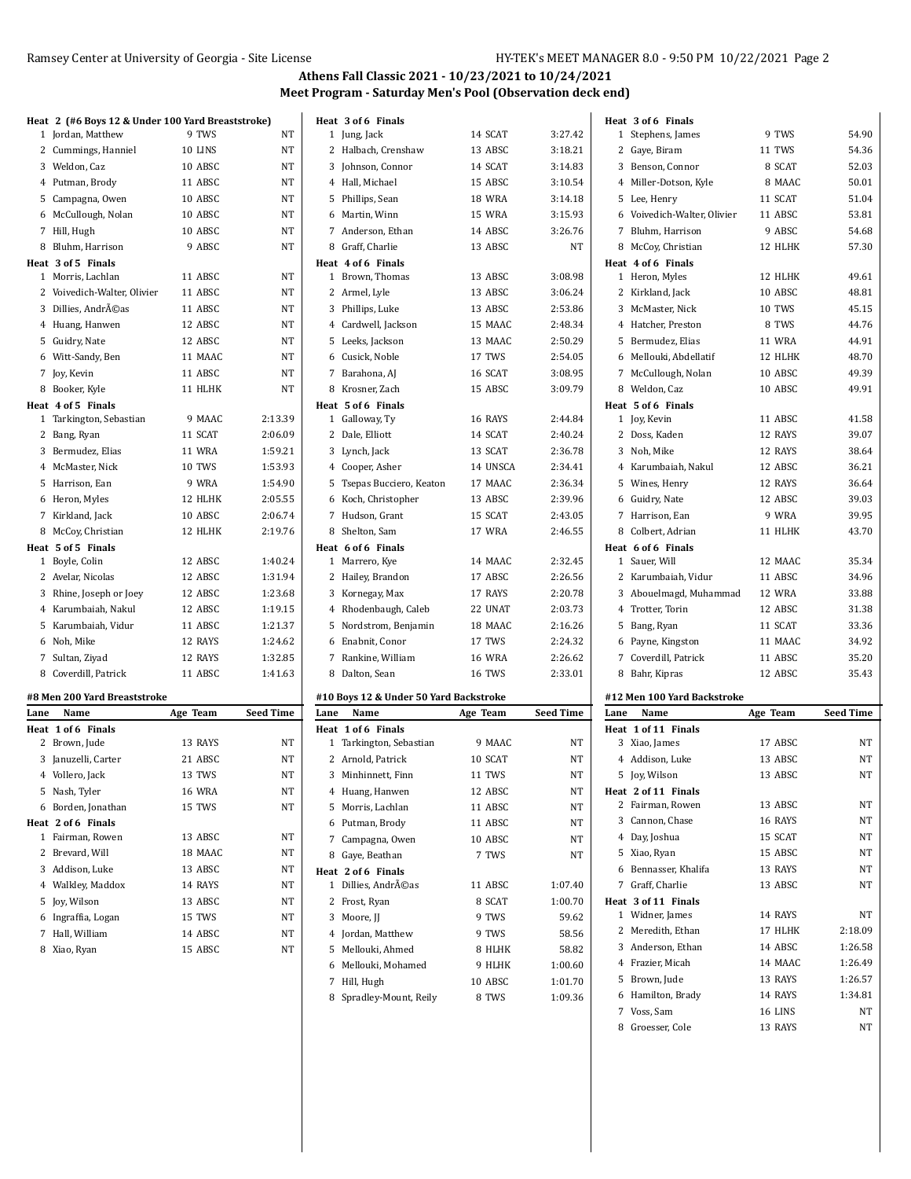# Athens Fall Classic 2021 - 10/23/2021 to 10/24/2021
## Meet Program - Saturday Men's Pool (Observation deck end)

### Heat 2 (#6 Boys 12 & Under 100 Yard Breaststroke)

| Lane | Name | Age | Team | Seed Time |
|---|---|---|---|---|
| 1 | Jordan, Matthew | 9 | TWS | NT |
| 2 | Cummings, Hanniel | 10 | LINS | NT |
| 3 | Weldon, Caz | 10 | ABSC | NT |
| 4 | Putman, Brody | 11 | ABSC | NT |
| 5 | Campagna, Owen | 10 | ABSC | NT |
| 6 | McCullough, Nolan | 10 | ABSC | NT |
| 7 | Hill, Hugh | 10 | ABSC | NT |
| 8 | Bluhm, Harrison | 9 | ABSC | NT |
| **Heat 3 of 5 Finals** | | | | |
| 1 | Morris, Lachlan | 11 | ABSC | NT |
| 2 | Voivedich-Walter, Olivier | 11 | ABSC | NT |
| 3 | Dillies, AndrÃ©as | 11 | ABSC | NT |
| 4 | Huang, Hanwen | 12 | ABSC | NT |
| 5 | Guidry, Nate | 12 | ABSC | NT |
| 6 | Witt-Sandy, Ben | 11 | MAAC | NT |
| 7 | Joy, Kevin | 11 | ABSC | NT |
| 8 | Booker, Kyle | 11 | HLHK | NT |
| **Heat 4 of 5 Finals** | | | | |
| 1 | Tarkington, Sebastian | 9 | MAAC | 2:13.39 |
| 2 | Bang, Ryan | 11 | SCAT | 2:06.09 |
| 3 | Bermudez, Elias | 11 | WRA | 1:59.21 |
| 4 | McMaster, Nick | 10 | TWS | 1:53.93 |
| 5 | Harrison, Ean | 9 | WRA | 1:54.90 |
| 6 | Heron, Myles | 12 | HLHK | 2:05.55 |
| 7 | Kirkland, Jack | 10 | ABSC | 2:06.74 |
| 8 | McCoy, Christian | 12 | HLHK | 2:19.76 |
| **Heat 5 of 5 Finals** | | | | |
| 1 | Boyle, Colin | 12 | ABSC | 1:40.24 |
| 2 | Avelar, Nicolas | 12 | ABSC | 1:31.94 |
| 3 | Rhine, Joseph or Joey | 12 | ABSC | 1:23.68 |
| 4 | Karumbaiah, Nakul | 12 | ABSC | 1:19.15 |
| 5 | Karumbaiah, Vidur | 11 | ABSC | 1:21.37 |
| 6 | Noh, Mike | 12 | RAYS | 1:24.62 |
| 7 | Sultan, Ziyad | 12 | RAYS | 1:32.85 |
| 8 | Coverdill, Patrick | 11 | ABSC | 1:41.63 |

### #8 Men 200 Yard Breaststroke

| Lane | Name | Age | Team | Seed Time |
|---|---|---|---|---|
| **Heat 1 of 6 Finals** | | | | |
| 2 | Brown, Jude | 13 | RAYS | NT |
| 3 | Januzelli, Carter | 21 | ABSC | NT |
| 4 | Vollero, Jack | 13 | TWS | NT |
| 5 | Nash, Tyler | 16 | WRA | NT |
| 6 | Borden, Jonathan | 15 | TWS | NT |
| **Heat 2 of 6 Finals** | | | | |
| 1 | Fairman, Rowen | 13 | ABSC | NT |
| 2 | Brevard, Will | 18 | MAAC | NT |
| 3 | Addison, Luke | 13 | ABSC | NT |
| 4 | Walkley, Maddox | 14 | RAYS | NT |
| 5 | Joy, Wilson | 13 | ABSC | NT |
| 6 | Ingraffia, Logan | 15 | TWS | NT |
| 7 | Hall, William | 14 | ABSC | NT |
| 8 | Xiao, Ryan | 15 | ABSC | NT |
| **Heat 3 of 6 Finals** | | | | |
| 1 | Jung, Jack | 14 | SCAT | 3:27.42 |
| 2 | Halbach, Crenshaw | 13 | ABSC | 3:18.21 |
| 3 | Johnson, Connor | 14 | SCAT | 3:14.83 |
| 4 | Hall, Michael | 15 | ABSC | 3:10.54 |
| 5 | Phillips, Sean | 18 | WRA | 3:14.18 |
| 6 | Martin, Winn | 15 | WRA | 3:15.93 |
| 7 | Anderson, Ethan | 14 | ABSC | 3:26.76 |
| 8 | Graff, Charlie | 13 | ABSC | NT |
| **Heat 4 of 6 Finals** | | | | |
| 1 | Brown, Thomas | 13 | ABSC | 3:08.98 |
| 2 | Armel, Lyle | 13 | ABSC | 3:06.24 |
| 3 | Phillips, Luke | 13 | ABSC | 2:53.86 |
| 4 | Cardwell, Jackson | 15 | MAAC | 2:48.34 |
| 5 | Leeks, Jackson | 13 | MAAC | 2:50.29 |
| 6 | Cusick, Noble | 17 | TWS | 2:54.05 |
| 7 | Barahona, AJ | 16 | SCAT | 3:08.95 |
| 8 | Krosner, Zach | 15 | ABSC | 3:09.79 |
| **Heat 5 of 6 Finals** | | | | |
| 1 | Galloway, Ty | 16 | RAYS | 2:44.84 |
| 2 | Dale, Elliott | 14 | SCAT | 2:40.24 |
| 3 | Lynch, Jack | 13 | SCAT | 2:36.78 |
| 4 | Cooper, Asher | 14 | UNSCA | 2:34.41 |
| 5 | Tsepas Bucciero, Keaton | 17 | MAAC | 2:36.34 |
| 6 | Koch, Christopher | 13 | ABSC | 2:39.96 |
| 7 | Hudson, Grant | 15 | SCAT | 2:43.05 |
| 8 | Shelton, Sam | 17 | WRA | 2:46.55 |
| **Heat 6 of 6 Finals** | | | | |
| 1 | Marrero, Kye | 14 | MAAC | 2:32.45 |
| 2 | Hailey, Brandon | 17 | ABSC | 2:26.56 |
| 3 | Kornegay, Max | 17 | RAYS | 2:20.78 |
| 4 | Rhodenbaugh, Caleb | 22 | UNAT | 2:03.73 |
| 5 | Nordstrom, Benjamin | 18 | MAAC | 2:16.26 |
| 6 | Enabnit, Conor | 17 | TWS | 2:24.32 |
| 7 | Rankine, William | 16 | WRA | 2:26.62 |
| 8 | Dalton, Sean | 16 | TWS | 2:33.01 |

### #10 Boys 12 & Under 50 Yard Backstroke

| Lane | Name | Age | Team | Seed Time |
|---|---|---|---|---|
| **Heat 1 of 6 Finals** | | | | |
| 1 | Tarkington, Sebastian | 9 | MAAC | NT |
| 2 | Arnold, Patrick | 10 | SCAT | NT |
| 3 | Minhinnett, Finn | 11 | TWS | NT |
| 4 | Huang, Hanwen | 12 | ABSC | NT |
| 5 | Morris, Lachlan | 11 | ABSC | NT |
| 6 | Putman, Brody | 11 | ABSC | NT |
| 7 | Campagna, Owen | 10 | ABSC | NT |
| 8 | Gaye, Beathan | 7 | TWS | NT |
| **Heat 2 of 6 Finals** | | | | |
| 1 | Dillies, AndrÃ©as | 11 | ABSC | 1:07.40 |
| 2 | Frost, Ryan | 8 | SCAT | 1:00.70 |
| 3 | Moore, JJ | 9 | TWS | 59.62 |
| 4 | Jordan, Matthew | 9 | TWS | 58.56 |
| 5 | Mellouki, Ahmed | 8 | HLHK | 58.82 |
| 6 | Mellouki, Mohamed | 9 | HLHK | 1:00.60 |
| 7 | Hill, Hugh | 10 | ABSC | 1:01.70 |
| 8 | Spradley-Mount, Reily | 8 | TWS | 1:09.36 |
| **Heat 3 of 6 Finals** | | | | |
| 1 | Stephens, James | 9 | TWS | 54.90 |
| 2 | Gaye, Biram | 11 | TWS | 54.36 |
| 3 | Benson, Connor | 8 | SCAT | 52.03 |
| 4 | Miller-Dotson, Kyle | 8 | MAAC | 50.01 |
| 5 | Lee, Henry | 11 | SCAT | 51.04 |
| 6 | Voivedich-Walter, Olivier | 11 | ABSC | 53.81 |
| 7 | Bluhm, Harrison | 9 | ABSC | 54.68 |
| 8 | McCoy, Christian | 12 | HLHK | 57.30 |
| **Heat 4 of 6 Finals** | | | | |
| 1 | Heron, Myles | 12 | HLHK | 49.61 |
| 2 | Kirkland, Jack | 10 | ABSC | 48.81 |
| 3 | McMaster, Nick | 10 | TWS | 45.15 |
| 4 | Hatcher, Preston | 8 | TWS | 44.76 |
| 5 | Bermudez, Elias | 11 | WRA | 44.91 |
| 6 | Mellouki, Abdellatif | 12 | HLHK | 48.70 |
| 7 | McCullough, Nolan | 10 | ABSC | 49.39 |
| 8 | Weldon, Caz | 10 | ABSC | 49.91 |
| **Heat 5 of 6 Finals** | | | | |
| 1 | Joy, Kevin | 11 | ABSC | 41.58 |
| 2 | Doss, Kaden | 12 | RAYS | 39.07 |
| 3 | Noh, Mike | 12 | RAYS | 38.64 |
| 4 | Karumbaiah, Nakul | 12 | ABSC | 36.21 |
| 5 | Wines, Henry | 12 | RAYS | 36.64 |
| 6 | Guidry, Nate | 12 | ABSC | 39.03 |
| 7 | Harrison, Ean | 9 | WRA | 39.95 |
| 8 | Colbert, Adrian | 11 | HLHK | 43.70 |
| **Heat 6 of 6 Finals** | | | | |
| 1 | Sauer, Will | 12 | MAAC | 35.34 |
| 2 | Karumbaiah, Vidur | 11 | ABSC | 34.96 |
| 3 | Abouelmagd, Muhammad | 12 | WRA | 33.88 |
| 4 | Trotter, Torin | 12 | ABSC | 31.38 |
| 5 | Bang, Ryan | 11 | SCAT | 33.36 |
| 6 | Payne, Kingston | 11 | MAAC | 34.92 |
| 7 | Coverdill, Patrick | 11 | ABSC | 35.20 |
| 8 | Bahr, Kipras | 12 | ABSC | 35.43 |

### #12 Men 100 Yard Backstroke

| Lane | Name | Age | Team | Seed Time |
|---|---|---|---|---|
| **Heat 1 of 11 Finals** | | | | |
| 3 | Xiao, James | 17 | ABSC | NT |
| 4 | Addison, Luke | 13 | ABSC | NT |
| 5 | Joy, Wilson | 13 | ABSC | NT |
| **Heat 2 of 11 Finals** | | | | |
| 2 | Fairman, Rowen | 13 | ABSC | NT |
| 3 | Cannon, Chase | 16 | RAYS | NT |
| 4 | Day, Joshua | 15 | SCAT | NT |
| 5 | Xiao, Ryan | 15 | ABSC | NT |
| 6 | Bennasser, Khalifa | 13 | RAYS | NT |
| 7 | Graff, Charlie | 13 | ABSC | NT |
| **Heat 3 of 11 Finals** | | | | |
| 1 | Widner, James | 14 | RAYS | NT |
| 2 | Meredith, Ethan | 17 | HLHK | 2:18.09 |
| 3 | Anderson, Ethan | 14 | ABSC | 1:26.58 |
| 4 | Frazier, Micah | 14 | MAAC | 1:26.49 |
| 5 | Brown, Jude | 13 | RAYS | 1:26.57 |
| 6 | Hamilton, Brady | 14 | RAYS | 1:34.81 |
| 7 | Voss, Sam | 16 | LINS | NT |
| 8 | Groesser, Cole | 13 | RAYS | NT |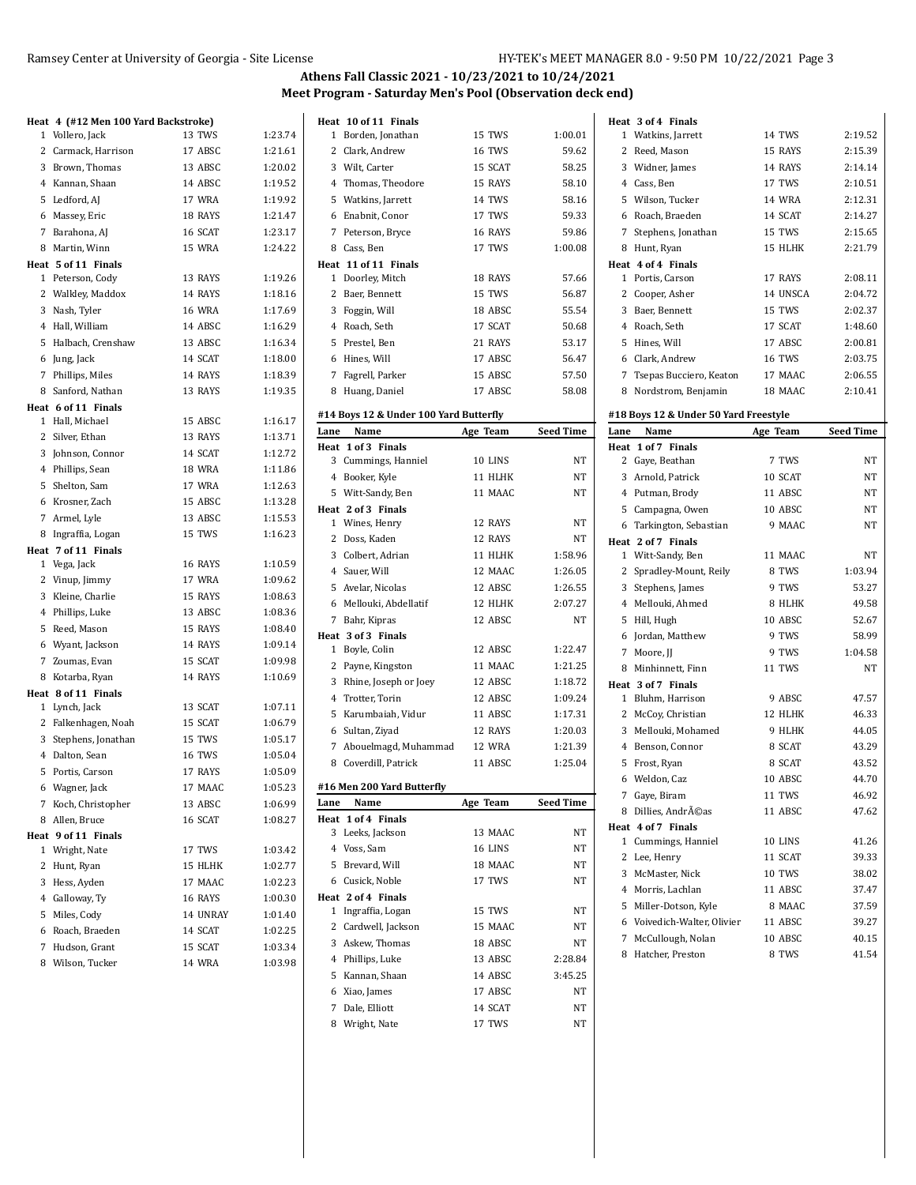## Athens Fall Classic 2021 - 10/23/2021 to 10/24/2021
### Meet Program - Saturday Men's Pool (Observation deck end)

**Heat 4 (#12 Men 100 Yard Backstroke)**

| Lane | Name | Age Team | Seed Time |
|---|---|---|---|
| 1 | Vollero, Jack | 13 TWS | 1:23.74 |
| 2 | Carmack, Harrison | 17 ABSC | 1:21.61 |
| 3 | Brown, Thomas | 13 ABSC | 1:20.02 |
| 4 | Kannan, Shaan | 14 ABSC | 1:19.52 |
| 5 | Ledford, AJ | 17 WRA | 1:19.92 |
| 6 | Massey, Eric | 18 RAYS | 1:21.47 |
| 7 | Barahona, AJ | 16 SCAT | 1:23.17 |
| 8 | Martin, Winn | 15 WRA | 1:24.22 |

**Heat 5 of 11 Finals**

| Lane | Name | Age Team | Seed Time |
|---|---|---|---|
| 1 | Peterson, Cody | 13 RAYS | 1:19.26 |
| 2 | Walkley, Maddox | 14 RAYS | 1:18.16 |
| 3 | Nash, Tyler | 16 WRA | 1:17.69 |
| 4 | Hall, William | 14 ABSC | 1:16.29 |
| 5 | Halbach, Crenshaw | 13 ABSC | 1:16.34 |
| 6 | Jung, Jack | 14 SCAT | 1:18.00 |
| 7 | Phillips, Miles | 14 RAYS | 1:18.39 |
| 8 | Sanford, Nathan | 13 RAYS | 1:19.35 |

**Heat 6 of 11 Finals**

| Lane | Name | Age Team | Seed Time |
|---|---|---|---|
| 1 | Hall, Michael | 15 ABSC | 1:16.17 |
| 2 | Silver, Ethan | 13 RAYS | 1:13.71 |
| 3 | Johnson, Connor | 14 SCAT | 1:12.72 |
| 4 | Phillips, Sean | 18 WRA | 1:11.86 |
| 5 | Shelton, Sam | 17 WRA | 1:12.63 |
| 6 | Krosner, Zach | 15 ABSC | 1:13.28 |
| 7 | Armel, Lyle | 13 ABSC | 1:15.53 |
| 8 | Ingraffia, Logan | 15 TWS | 1:16.23 |

**Heat 7 of 11 Finals**

| Lane | Name | Age Team | Seed Time |
|---|---|---|---|
| 1 | Vega, Jack | 16 RAYS | 1:10.59 |
| 2 | Vinup, Jimmy | 17 WRA | 1:09.62 |
| 3 | Kleine, Charlie | 15 RAYS | 1:08.63 |
| 4 | Phillips, Luke | 13 ABSC | 1:08.36 |
| 5 | Reed, Mason | 15 RAYS | 1:08.40 |
| 6 | Wyant, Jackson | 14 RAYS | 1:09.14 |
| 7 | Zoumas, Evan | 15 SCAT | 1:09.98 |
| 8 | Kotarba, Ryan | 14 RAYS | 1:10.69 |

**Heat 8 of 11 Finals**

| Lane | Name | Age Team | Seed Time |
|---|---|---|---|
| 1 | Lynch, Jack | 13 SCAT | 1:07.11 |
| 2 | Falkenhagen, Noah | 15 SCAT | 1:06.79 |
| 3 | Stephens, Jonathan | 15 TWS | 1:05.17 |
| 4 | Dalton, Sean | 16 TWS | 1:05.04 |
| 5 | Portis, Carson | 17 RAYS | 1:05.09 |
| 6 | Wagner, Jack | 17 MAAC | 1:05.23 |
| 7 | Koch, Christopher | 13 ABSC | 1:06.99 |
| 8 | Allen, Bruce | 16 SCAT | 1:08.27 |

**Heat 9 of 11 Finals**

| Lane | Name | Age Team | Seed Time |
|---|---|---|---|
| 1 | Wright, Nate | 17 TWS | 1:03.42 |
| 2 | Hunt, Ryan | 15 HLHK | 1:02.77 |
| 3 | Hess, Ayden | 17 MAAC | 1:02.23 |
| 4 | Galloway, Ty | 16 RAYS | 1:00.30 |
| 5 | Miles, Cody | 14 UNRAY | 1:01.40 |
| 6 | Roach, Braeden | 14 SCAT | 1:02.25 |
| 7 | Hudson, Grant | 15 SCAT | 1:03.34 |
| 8 | Wilson, Tucker | 14 WRA | 1:03.98 |

**Heat 10 of 11 Finals**

| Lane | Name | Age Team | Seed Time |
|---|---|---|---|
| 1 | Borden, Jonathan | 15 TWS | 1:00.01 |
| 2 | Clark, Andrew | 16 TWS | 59.62 |
| 3 | Wilt, Carter | 15 SCAT | 58.25 |
| 4 | Thomas, Theodore | 15 RAYS | 58.10 |
| 5 | Watkins, Jarrett | 14 TWS | 58.16 |
| 6 | Enabnit, Conor | 17 TWS | 59.33 |
| 7 | Peterson, Bryce | 16 RAYS | 59.86 |
| 8 | Cass, Ben | 17 TWS | 1:00.08 |

**Heat 11 of 11 Finals**

| Lane | Name | Age Team | Seed Time |
|---|---|---|---|
| 1 | Doorley, Mitch | 18 RAYS | 57.66 |
| 2 | Baer, Bennett | 15 TWS | 56.87 |
| 3 | Foggin, Will | 18 ABSC | 55.54 |
| 4 | Roach, Seth | 17 SCAT | 50.68 |
| 5 | Prestel, Ben | 21 RAYS | 53.17 |
| 6 | Hines, Will | 17 ABSC | 56.47 |
| 7 | Fagrell, Parker | 15 ABSC | 57.50 |
| 8 | Huang, Daniel | 17 ABSC | 58.08 |

#### #14 Boys 12 & Under 100 Yard Butterfly

| Lane | Name | Age Team | Seed Time |
|---|---|---|---|
| **Heat 1 of 3 Finals** | | | |
| 3 | Cummings, Hanniel | 10 LINS | NT |
| 4 | Booker, Kyle | 11 HLHK | NT |
| 5 | Witt-Sandy, Ben | 11 MAAC | NT |
| **Heat 2 of 3 Finals** | | | |
| 1 | Wines, Henry | 12 RAYS | NT |
| 2 | Doss, Kaden | 12 RAYS | NT |
| 3 | Colbert, Adrian | 11 HLHK | 1:58.96 |
| 4 | Sauer, Will | 12 MAAC | 1:26.05 |
| 5 | Avelar, Nicolas | 12 ABSC | 1:26.55 |
| 6 | Mellouki, Abdellatif | 12 HLHK | 2:07.27 |
| 7 | Bahr, Kipras | 12 ABSC | NT |
| **Heat 3 of 3 Finals** | | | |
| 1 | Boyle, Colin | 12 ABSC | 1:22.47 |
| 2 | Payne, Kingston | 11 MAAC | 1:21.25 |
| 3 | Rhine, Joseph or Joey | 12 ABSC | 1:18.72 |
| 4 | Trotter, Torin | 12 ABSC | 1:09.24 |
| 5 | Karumbaiah, Vidur | 11 ABSC | 1:17.31 |
| 6 | Sultan, Ziyad | 12 RAYS | 1:20.03 |
| 7 | Abouelmagd, Muhammad | 12 WRA | 1:21.39 |
| 8 | Coverdill, Patrick | 11 ABSC | 1:25.04 |

#### #16 Men 200 Yard Butterfly

| Lane | Name | Age Team | Seed Time |
|---|---|---|---|
| **Heat 1 of 4 Finals** | | | |
| 3 | Leeks, Jackson | 13 MAAC | NT |
| 4 | Voss, Sam | 16 LINS | NT |
| 5 | Brevard, Will | 18 MAAC | NT |
| 6 | Cusick, Noble | 17 TWS | NT |
| **Heat 2 of 4 Finals** | | | |
| 1 | Ingraffia, Logan | 15 TWS | NT |
| 2 | Cardwell, Jackson | 15 MAAC | NT |
| 3 | Askew, Thomas | 18 ABSC | NT |
| 4 | Phillips, Luke | 13 ABSC | 2:28.84 |
| 5 | Kannan, Shaan | 14 ABSC | 3:45.25 |
| 6 | Xiao, James | 17 ABSC | NT |
| 7 | Dale, Elliott | 14 SCAT | NT |
| 8 | Wright, Nate | 17 TWS | NT |
| **Heat 3 of 4 Finals** | | | |
| 1 | Watkins, Jarrett | 14 TWS | 2:19.52 |
| 2 | Reed, Mason | 15 RAYS | 2:15.39 |
| 3 | Widner, James | 14 RAYS | 2:14.14 |
| 4 | Cass, Ben | 17 TWS | 2:10.51 |
| 5 | Wilson, Tucker | 14 WRA | 2:12.31 |
| 6 | Roach, Braeden | 14 SCAT | 2:14.27 |
| 7 | Stephens, Jonathan | 15 TWS | 2:15.65 |
| 8 | Hunt, Ryan | 15 HLHK | 2:21.79 |
| **Heat 4 of 4 Finals** | | | |
| 1 | Portis, Carson | 17 RAYS | 2:08.11 |
| 2 | Cooper, Asher | 14 UNSCA | 2:04.72 |
| 3 | Baer, Bennett | 15 TWS | 2:02.37 |
| 4 | Roach, Seth | 17 SCAT | 1:48.60 |
| 5 | Hines, Will | 17 ABSC | 2:00.81 |
| 6 | Clark, Andrew | 16 TWS | 2:03.75 |
| 7 | Tsepas Bucciero, Keaton | 17 MAAC | 2:06.55 |
| 8 | Nordstrom, Benjamin | 18 MAAC | 2:10.41 |

#### #18 Boys 12 & Under 50 Yard Freestyle

| Lane | Name | Age Team | Seed Time |
|---|---|---|---|
| **Heat 1 of 7 Finals** | | | |
| 2 | Gaye, Beathan | 7 TWS | NT |
| 3 | Arnold, Patrick | 10 SCAT | NT |
| 4 | Putman, Brody | 11 ABSC | NT |
| 5 | Campagna, Owen | 10 ABSC | NT |
| 6 | Tarkington, Sebastian | 9 MAAC | NT |
| **Heat 2 of 7 Finals** | | | |
| 1 | Witt-Sandy, Ben | 11 MAAC | NT |
| 2 | Spradley-Mount, Reily | 8 TWS | 1:03.94 |
| 3 | Stephens, James | 9 TWS | 53.27 |
| 4 | Mellouki, Ahmed | 8 HLHK | 49.58 |
| 5 | Hill, Hugh | 10 ABSC | 52.67 |
| 6 | Jordan, Matthew | 9 TWS | 58.99 |
| 7 | Moore, JJ | 9 TWS | 1:04.58 |
| 8 | Minhinnett, Finn | 11 TWS | NT |
| **Heat 3 of 7 Finals** | | | |
| 1 | Bluhm, Harrison | 9 ABSC | 47.57 |
| 2 | McCoy, Christian | 12 HLHK | 46.33 |
| 3 | Mellouki, Mohamed | 9 HLHK | 44.05 |
| 4 | Benson, Connor | 8 SCAT | 43.29 |
| 5 | Frost, Ryan | 8 SCAT | 43.52 |
| 6 | Weldon, Caz | 10 ABSC | 44.70 |
| 7 | Gaye, Biram | 11 TWS | 46.92 |
| 8 | Dillies, AndrÃ©as | 11 ABSC | 47.62 |
| **Heat 4 of 7 Finals** | | | |
| 1 | Cummings, Hanniel | 10 LINS | 41.26 |
| 2 | Lee, Henry | 11 SCAT | 39.33 |
| 3 | McMaster, Nick | 10 TWS | 38.02 |
| 4 | Morris, Lachlan | 11 ABSC | 37.47 |
| 5 | Miller-Dotson, Kyle | 8 MAAC | 37.59 |
| 6 | Voivedich-Walter, Olivier | 11 ABSC | 39.27 |
| 7 | McCullough, Nolan | 10 ABSC | 40.15 |
| 8 | Hatcher, Preston | 8 TWS | 41.54 |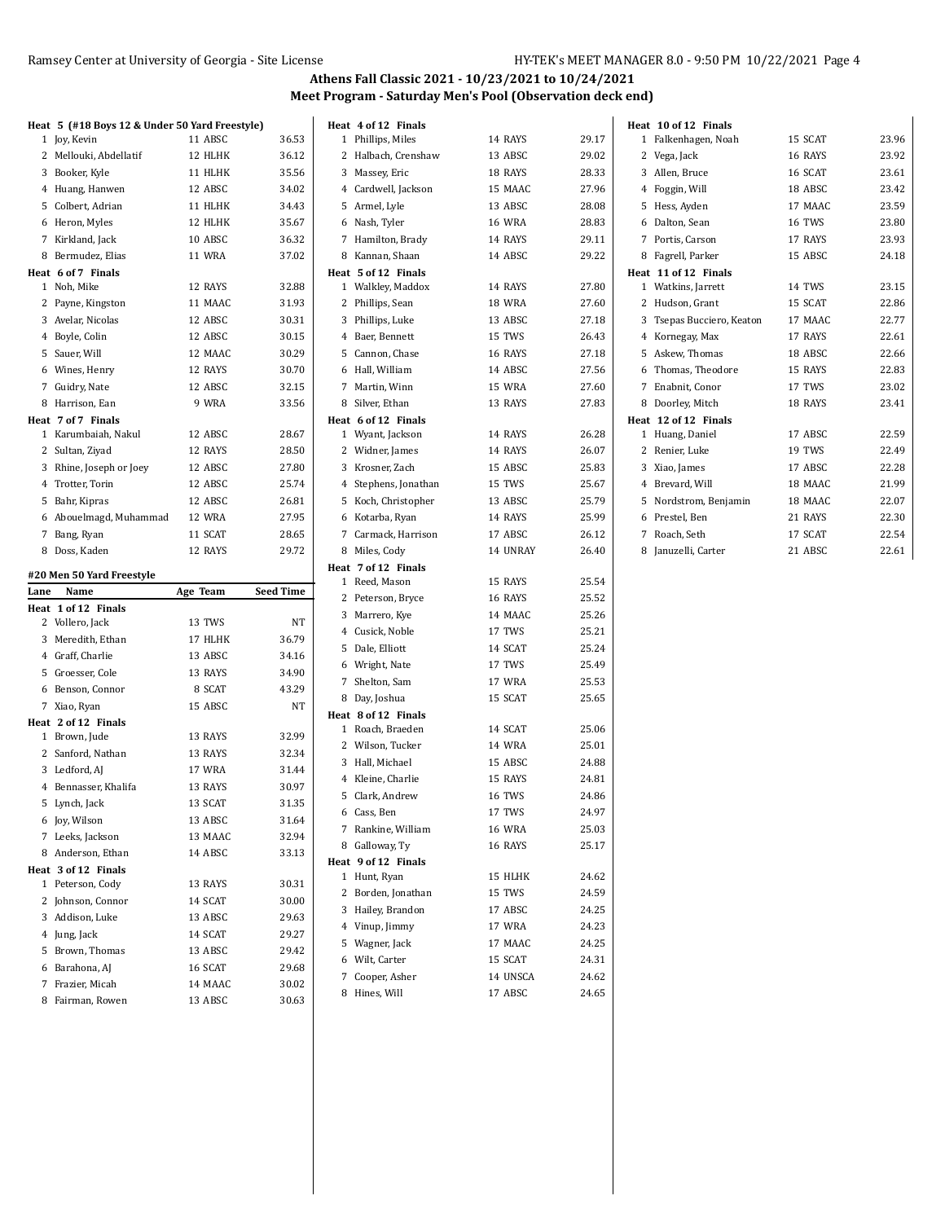## Athens Fall Classic 2021 - 10/23/2021 to 10/24/2021
### Meet Program - Saturday Men's Pool (Observation deck end)

**Heat 5 (#18 Boys 12 & Under 50 Yard Freestyle)**

| Lane | Name | Age | Team | Seed Time |
|---|---|---|---|---|
| 1 | Joy, Kevin | 11 | ABSC | 36.53 |
| 2 | Mellouki, Abdellatif | 12 | HLHK | 36.12 |
| 3 | Booker, Kyle | 11 | HLHK | 35.56 |
| 4 | Huang, Hanwen | 12 | ABSC | 34.02 |
| 5 | Colbert, Adrian | 11 | HLHK | 34.43 |
| 6 | Heron, Myles | 12 | HLHK | 35.67 |
| 7 | Kirkland, Jack | 10 | ABSC | 36.32 |
| 8 | Bermudez, Elias | 11 | WRA | 37.02 |

**Heat 6 of 7 Finals**

| Lane | Name | Age | Team | Seed Time |
|---|---|---|---|---|
| 1 | Noh, Mike | 12 | RAYS | 32.88 |
| 2 | Payne, Kingston | 11 | MAAC | 31.93 |
| 3 | Avelar, Nicolas | 12 | ABSC | 30.31 |
| 4 | Boyle, Colin | 12 | ABSC | 30.15 |
| 5 | Sauer, Will | 12 | MAAC | 30.29 |
| 6 | Wines, Henry | 12 | RAYS | 30.70 |
| 7 | Guidry, Nate | 12 | ABSC | 32.15 |
| 8 | Harrison, Ean | 9 | WRA | 33.56 |

**Heat 7 of 7 Finals**

| Lane | Name | Age | Team | Seed Time |
|---|---|---|---|---|
| 1 | Karumbaiah, Nakul | 12 | ABSC | 28.67 |
| 2 | Sultan, Ziyad | 12 | RAYS | 28.50 |
| 3 | Rhine, Joseph or Joey | 12 | ABSC | 27.80 |
| 4 | Trotter, Torin | 12 | ABSC | 25.74 |
| 5 | Bahr, Kipras | 12 | ABSC | 26.81 |
| 6 | Abouelmagd, Muhammad | 12 | WRA | 27.95 |
| 7 | Bang, Ryan | 11 | SCAT | 28.65 |
| 8 | Doss, Kaden | 12 | RAYS | 29.72 |

**#20 Men 50 Yard Freestyle**

| Lane | Name | Age | Team | Seed Time |
|---|---|---|---|---|
| | **Heat 1 of 12 Finals** | | | |
| 2 | Vollero, Jack | 13 | TWS | NT |
| 3 | Meredith, Ethan | 17 | HLHK | 36.79 |
| 4 | Graff, Charlie | 13 | ABSC | 34.16 |
| 5 | Groesser, Cole | 13 | RAYS | 34.90 |
| 6 | Benson, Connor | 8 | SCAT | 43.29 |
| 7 | Xiao, Ryan | 15 | ABSC | NT |
| | **Heat 2 of 12 Finals** | | | |
| 1 | Brown, Jude | 13 | RAYS | 32.99 |
| 2 | Sanford, Nathan | 13 | RAYS | 32.34 |
| 3 | Ledford, AJ | 17 | WRA | 31.44 |
| 4 | Bennasser, Khalifa | 13 | RAYS | 30.97 |
| 5 | Lynch, Jack | 13 | SCAT | 31.35 |
| 6 | Joy, Wilson | 13 | ABSC | 31.64 |
| 7 | Leeks, Jackson | 13 | MAAC | 32.94 |
| 8 | Anderson, Ethan | 14 | ABSC | 33.13 |
| | **Heat 3 of 12 Finals** | | | |
| 1 | Peterson, Cody | 13 | RAYS | 30.31 |
| 2 | Johnson, Connor | 14 | SCAT | 30.00 |
| 3 | Addison, Luke | 13 | ABSC | 29.63 |
| 4 | Jung, Jack | 14 | SCAT | 29.27 |
| 5 | Brown, Thomas | 13 | ABSC | 29.42 |
| 6 | Barahona, AJ | 16 | SCAT | 29.68 |
| 7 | Frazier, Micah | 14 | MAAC | 30.02 |
| 8 | Fairman, Rowen | 13 | ABSC | 30.63 |
| | **Heat 4 of 12 Finals** | | | |
| 1 | Phillips, Miles | 14 | RAYS | 29.17 |
| 2 | Halbach, Crenshaw | 13 | ABSC | 29.02 |
| 3 | Massey, Eric | 18 | RAYS | 28.33 |
| 4 | Cardwell, Jackson | 15 | MAAC | 27.96 |
| 5 | Armel, Lyle | 13 | ABSC | 28.08 |
| 6 | Nash, Tyler | 16 | WRA | 28.83 |
| 7 | Hamilton, Brady | 14 | RAYS | 29.11 |
| 8 | Kannan, Shaan | 14 | ABSC | 29.22 |
| | **Heat 5 of 12 Finals** | | | |
| 1 | Walkley, Maddox | 14 | RAYS | 27.80 |
| 2 | Phillips, Sean | 18 | WRA | 27.60 |
| 3 | Phillips, Luke | 13 | ABSC | 27.18 |
| 4 | Baer, Bennett | 15 | TWS | 26.43 |
| 5 | Cannon, Chase | 16 | RAYS | 27.18 |
| 6 | Hall, William | 14 | ABSC | 27.56 |
| 7 | Martin, Winn | 15 | WRA | 27.60 |
| 8 | Silver, Ethan | 13 | RAYS | 27.83 |
| | **Heat 6 of 12 Finals** | | | |
| 1 | Wyant, Jackson | 14 | RAYS | 26.28 |
| 2 | Widner, James | 14 | RAYS | 26.07 |
| 3 | Krosner, Zach | 15 | ABSC | 25.83 |
| 4 | Stephens, Jonathan | 15 | TWS | 25.67 |
| 5 | Koch, Christopher | 13 | ABSC | 25.79 |
| 6 | Kotarba, Ryan | 14 | RAYS | 25.99 |
| 7 | Carmack, Harrison | 17 | ABSC | 26.12 |
| 8 | Miles, Cody | 14 | UNRAY | 26.40 |
| | **Heat 7 of 12 Finals** | | | |
| 1 | Reed, Mason | 15 | RAYS | 25.54 |
| 2 | Peterson, Bryce | 16 | RAYS | 25.52 |
| 3 | Marrero, Kye | 14 | MAAC | 25.26 |
| 4 | Cusick, Noble | 17 | TWS | 25.21 |
| 5 | Dale, Elliott | 14 | SCAT | 25.24 |
| 6 | Wright, Nate | 17 | TWS | 25.49 |
| 7 | Shelton, Sam | 17 | WRA | 25.53 |
| 8 | Day, Joshua | 15 | SCAT | 25.65 |
| | **Heat 8 of 12 Finals** | | | |
| 1 | Roach, Braeden | 14 | SCAT | 25.06 |
| 2 | Wilson, Tucker | 14 | WRA | 25.01 |
| 3 | Hall, Michael | 15 | ABSC | 24.88 |
| 4 | Kleine, Charlie | 15 | RAYS | 24.81 |
| 5 | Clark, Andrew | 16 | TWS | 24.86 |
| 6 | Cass, Ben | 17 | TWS | 24.97 |
| 7 | Rankine, William | 16 | WRA | 25.03 |
| 8 | Galloway, Ty | 16 | RAYS | 25.17 |
| | **Heat 9 of 12 Finals** | | | |
| 1 | Hunt, Ryan | 15 | HLHK | 24.62 |
| 2 | Borden, Jonathan | 15 | TWS | 24.59 |
| 3 | Hailey, Brandon | 17 | ABSC | 24.25 |
| 4 | Vinup, Jimmy | 17 | WRA | 24.23 |
| 5 | Wagner, Jack | 17 | MAAC | 24.25 |
| 6 | Wilt, Carter | 15 | SCAT | 24.31 |
| 7 | Cooper, Asher | 14 | UNSCA | 24.62 |
| 8 | Hines, Will | 17 | ABSC | 24.65 |
| | **Heat 10 of 12 Finals** | | | |
| 1 | Falkenhagen, Noah | 15 | SCAT | 23.96 |
| 2 | Vega, Jack | 16 | RAYS | 23.92 |
| 3 | Allen, Bruce | 16 | SCAT | 23.61 |
| 4 | Foggin, Will | 18 | ABSC | 23.42 |
| 5 | Hess, Ayden | 17 | MAAC | 23.59 |
| 6 | Dalton, Sean | 16 | TWS | 23.80 |
| 7 | Portis, Carson | 17 | RAYS | 23.93 |
| 8 | Fagrell, Parker | 15 | ABSC | 24.18 |
| | **Heat 11 of 12 Finals** | | | |
| 1 | Watkins, Jarrett | 14 | TWS | 23.15 |
| 2 | Hudson, Grant | 15 | SCAT | 22.86 |
| 3 | Tsepas Bucciero, Keaton | 17 | MAAC | 22.77 |
| 4 | Kornegay, Max | 17 | RAYS | 22.61 |
| 5 | Askew, Thomas | 18 | ABSC | 22.66 |
| 6 | Thomas, Theodore | 15 | RAYS | 22.83 |
| 7 | Enabnit, Conor | 17 | TWS | 23.02 |
| 8 | Doorley, Mitch | 18 | RAYS | 23.41 |
| | **Heat 12 of 12 Finals** | | | |
| 1 | Huang, Daniel | 17 | ABSC | 22.59 |
| 2 | Renier, Luke | 19 | TWS | 22.49 |
| 3 | Xiao, James | 17 | ABSC | 22.28 |
| 4 | Brevard, Will | 18 | MAAC | 21.99 |
| 5 | Nordstrom, Benjamin | 18 | MAAC | 22.07 |
| 6 | Prestel, Ben | 21 | RAYS | 22.30 |
| 7 | Roach, Seth | 17 | SCAT | 22.54 |
| 8 | Januzelli, Carter | 21 | ABSC | 22.61 |